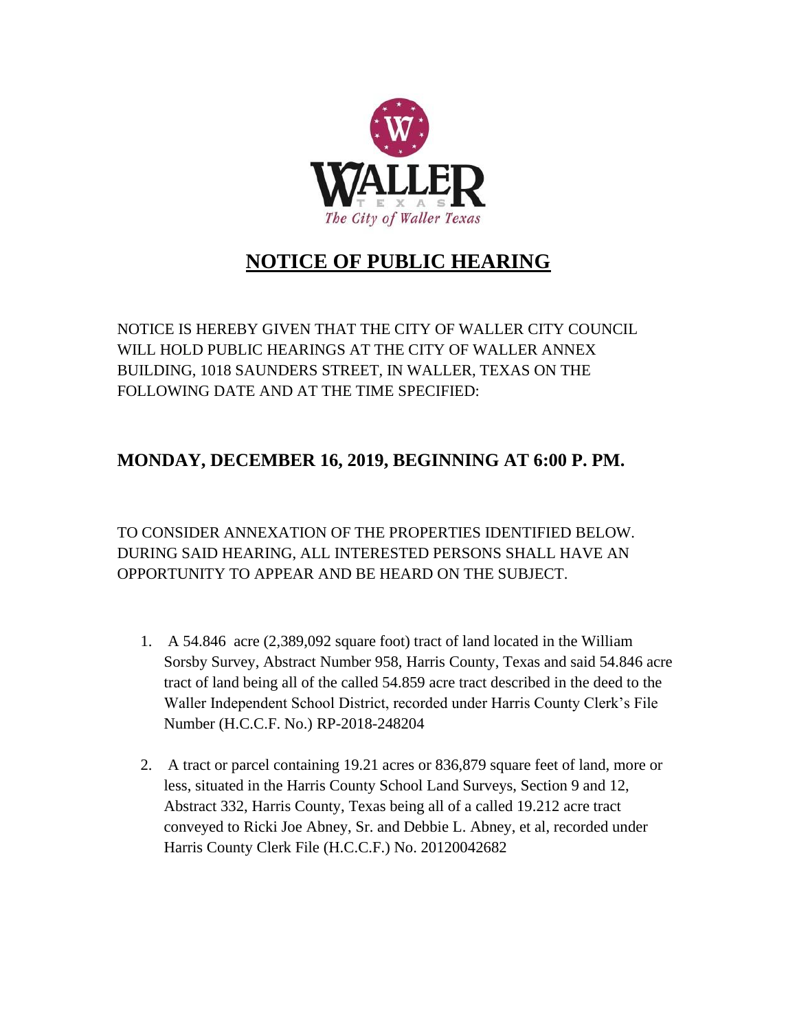# NOTICE OF PUBLIC HEARING

NOTICE IS HEREBY GIVEN THAT THE CITY OF WALLER CITY COUNCIL WILL HOLD PUBLIC HEARINGS AT THE CITY OF WALLER ANNEX BUILDING, 1018 SAUNDERS STREET, IN WALLER, TEXAS ON THE FOLLOWING DATE AND AT THE TIME SPECIFIED:

## MONDAY, DECEMBER 16, 2019, BEGINNING AT 6:00 P. PM.

TO CONSIDER ANNEXATION OF THE PROPERTIES IDENTIFIED BELOW. DURING SAID HEARING, ALL INTERESTED PERSONS SHALL HAVE AN OPPORTUNITY TO APPEAR AND BE HEARD ON THE SUBJECT.

1. A 54.846 acre (2,389,092 square foot) tract of land located in the William Sorsby Survey, Abstract Number 958, Harris County, Texas and said 54.846 acre tract of land being all of the called 54.859 acre tract described in the deed to the Waller Independent School District, recorded under Harris County Clerk's File Number (H.C.C.F. No.) RP-2018-248204

2. A tract or parcel containing 19.21 acres or 836,879 square feet of land, more or less, situated in the Harris County School Land Surveys, Section 9 and 12, Abstract 332, Harris County, Texas being all of a called 19.212 acre tract conveyed to Ricki Joe Abney, Sr. and Debbie L. Abney, et al, recorded under Harris County Clerk File (H.C.C.F.) No. 20120042682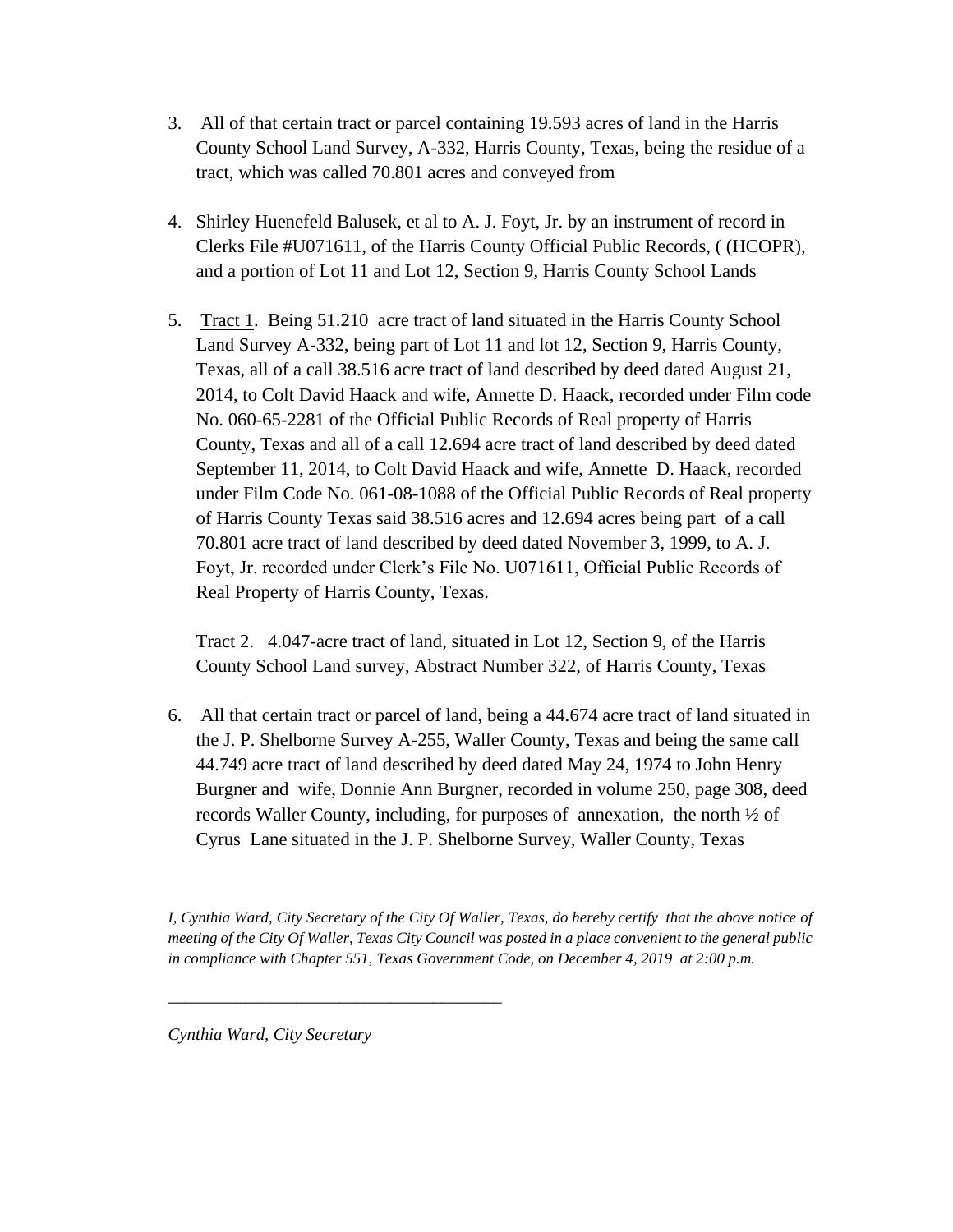3. All of that certain tract or parcel containing 19.593 acres of land in the Harris County School Land Survey, A-332, Harris County, Texas, being the residue of a tract, which was called 70.801 acres and conveyed from

4. Shirley Huenefeld Balusek, et al to A. J. Foyt, Jr. by an instrument of record in Clerks File #U071611, of the Harris County Official Public Records, ( (HCOPR), and a portion of Lot 11 and Lot 12, Section 9, Harris County School Lands

5. Tract 1. Being 51.210 acre tract of land situated in the Harris County School Land Survey A-332, being part of Lot 11 and lot 12, Section 9, Harris County, Texas, all of a call 38.516 acre tract of land described by deed dated August 21, 2014, to Colt David Haack and wife, Annette D. Haack, recorded under Film code No. 060-65-2281 of the Official Public Records of Real property of Harris County, Texas and all of a call 12.694 acre tract of land described by deed dated September 11, 2014, to Colt David Haack and wife, Annette D. Haack, recorded under Film Code No. 061-08-1088 of the Official Public Records of Real property of Harris County Texas said 38.516 acres and 12.694 acres being part of a call 70.801 acre tract of land described by deed dated November 3, 1999, to A. J. Foyt, Jr. recorded under Clerk's File No. U071611, Official Public Records of Real Property of Harris County, Texas.

   Tract 2. 4.047-acre tract of land, situated in Lot 12, Section 9, of the Harris County School Land survey, Abstract Number 322, of Harris County, Texas

6. All that certain tract or parcel of land, being a 44.674 acre tract of land situated in the J. P. Shelborne Survey A-255, Waller County, Texas and being the same call 44.749 acre tract of land described by deed dated May 24, 1974 to John Henry Burgner and wife, Donnie Ann Burgner, recorded in volume 250, page 308, deed records Waller County, including, for purposes of annexation, the north ½ of Cyrus Lane situated in the J. P. Shelborne Survey, Waller County, Texas

*I, Cynthia Ward, City Secretary of the City Of Waller, Texas, do hereby certify that the above notice of meeting of the City Of Waller, Texas City Council was posted in a place convenient to the general public in compliance with Chapter 551, Texas Government Code, on December 4, 2019 at 2:00 p.m.*

______________________________________

*Cynthia Ward, City Secretary*